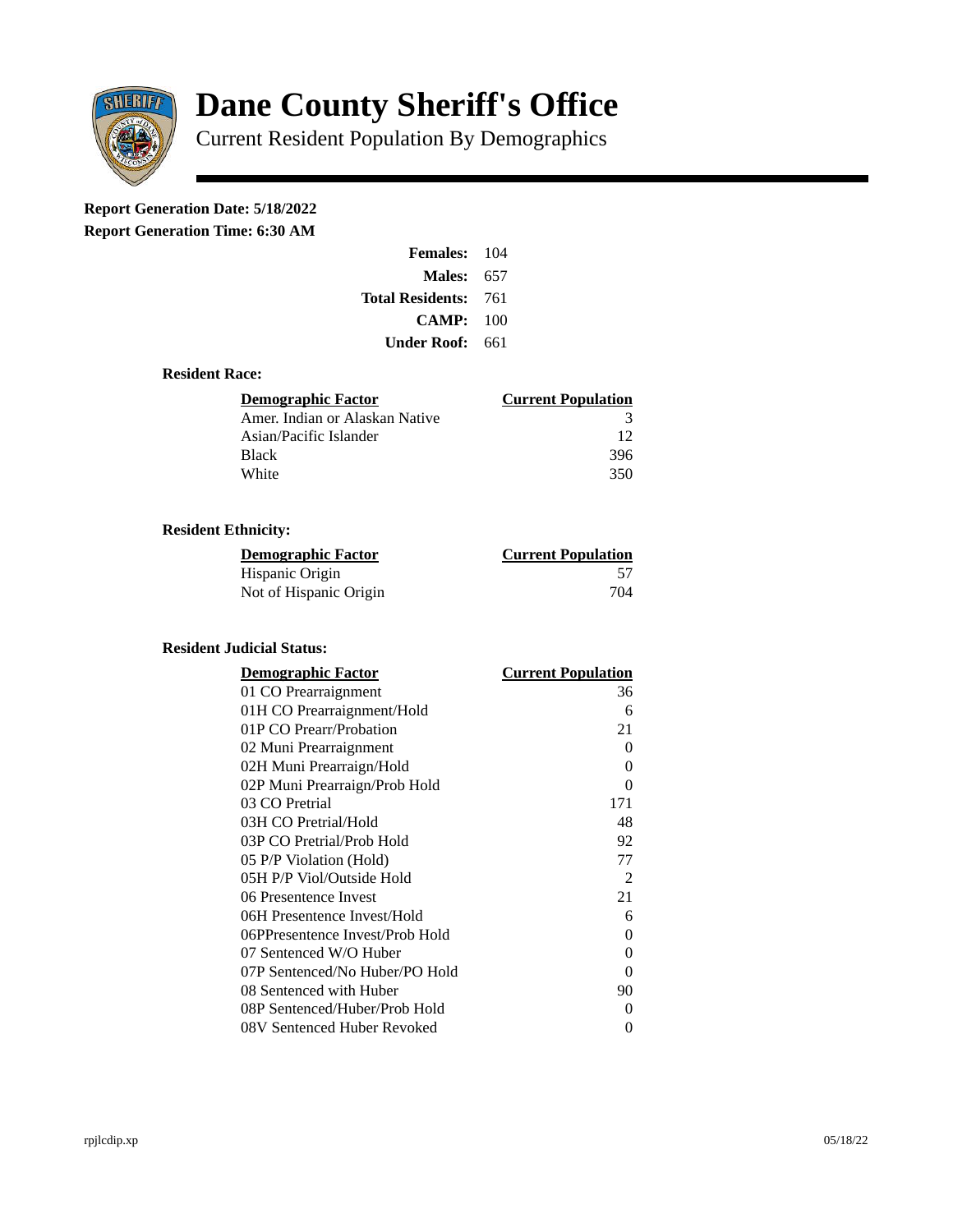# Dane County Sheriff's Office

Current Resident Population By Demographics

**Report Generation Date: 5/18/2022**

**Report Generation Time: 6:30 AM**

| | |
|---|---|
| **Females:** | 104 |
| **Males:** | 657 |
| **Total Residents:** | 761 |
| **CAMP:** | 100 |
| **Under Roof:** | 661 |

### Resident Race:

| Demographic Factor | Current Population |
|---|---|
| Amer. Indian or Alaskan Native | 3 |
| Asian/Pacific Islander | 12 |
| Black | 396 |
| White | 350 |

### Resident Ethnicity:

| Demographic Factor | Current Population |
|---|---|
| Hispanic Origin | 57 |
| Not of Hispanic Origin | 704 |

### Resident Judicial Status:

| Demographic Factor | Current Population |
|---|---|
| 01 CO Prearraignment | 36 |
| 01H CO Prearraignment/Hold | 6 |
| 01P CO Prearr/Probation | 21 |
| 02 Muni Prearraignment | 0 |
| 02H Muni Prearraign/Hold | 0 |
| 02P Muni Prearraign/Prob Hold | 0 |
| 03 CO Pretrial | 171 |
| 03H CO Pretrial/Hold | 48 |
| 03P CO Pretrial/Prob Hold | 92 |
| 05 P/P Violation (Hold) | 77 |
| 05H P/P Viol/Outside Hold | 2 |
| 06 Presentence Invest | 21 |
| 06H Presentence Invest/Hold | 6 |
| 06PPresentence Invest/Prob Hold | 0 |
| 07 Sentenced W/O Huber | 0 |
| 07P Sentenced/No Huber/PO Hold | 0 |
| 08 Sentenced with Huber | 90 |
| 08P Sentenced/Huber/Prob Hold | 0 |
| 08V Sentenced Huber Revoked | 0 |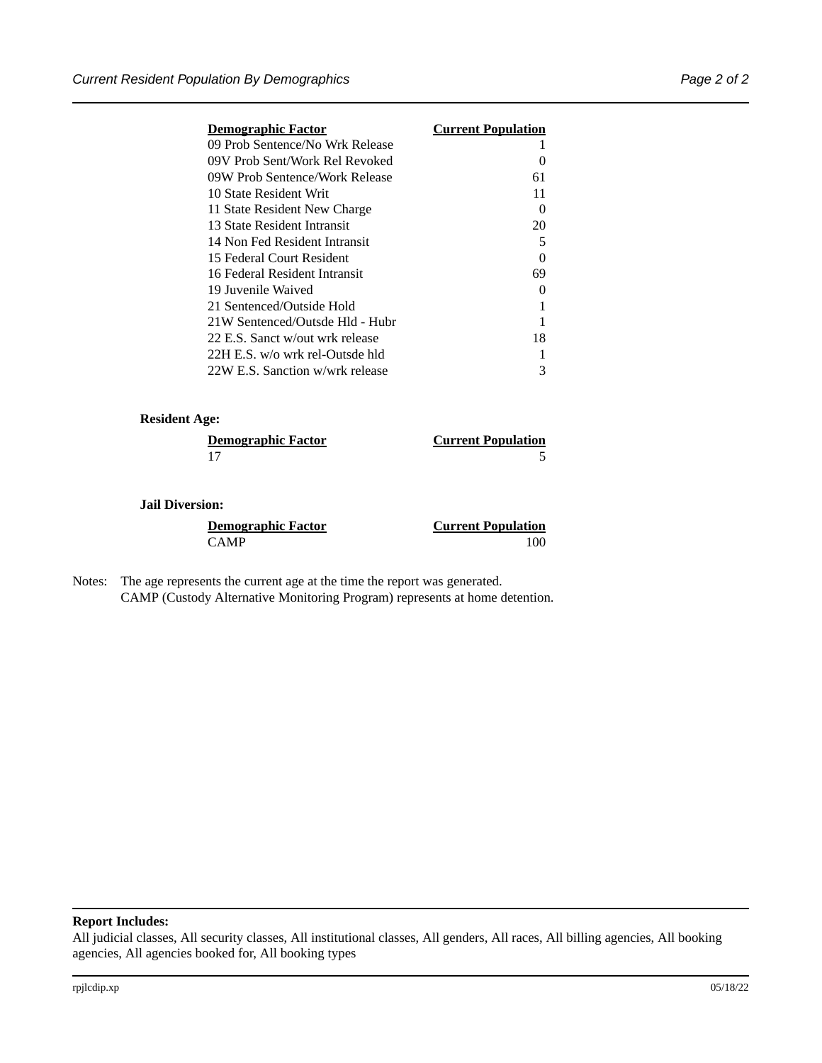| Demographic Factor | Current Population |
| --- | --- |
| 09 Prob Sentence/No Wrk Release | 1 |
| 09V Prob Sent/Work Rel Revoked | 0 |
| 09W Prob Sentence/Work Release | 61 |
| 10 State Resident Writ | 11 |
| 11 State Resident New Charge | 0 |
| 13 State Resident Intransit | 20 |
| 14 Non Fed Resident Intransit | 5 |
| 15 Federal Court Resident | 0 |
| 16 Federal Resident Intransit | 69 |
| 19 Juvenile Waived | 0 |
| 21 Sentenced/Outside Hold | 1 |
| 21W Sentenced/Outsde Hld - Hubr | 1 |
| 22 E.S. Sanct w/out wrk release | 18 |
| 22H E.S. w/o wrk rel-Outsde hld | 1 |
| 22W E.S. Sanction w/wrk release | 3 |

**Resident Age:**

| Demographic Factor | Current Population |
| --- | --- |
| 17 | 5 |

**Jail Diversion:**

| Demographic Factor | Current Population |
| --- | --- |
| CAMP | 100 |

Notes: The age represents the current age at the time the report was generated.
CAMP (Custody Alternative Monitoring Program) represents at home detention.

**Report Includes:**

All judicial classes, All security classes, All institutional classes, All genders, All races, All billing agencies, All booking agencies, All agencies booked for, All booking types

rpjlcdip.xp 05/18/22